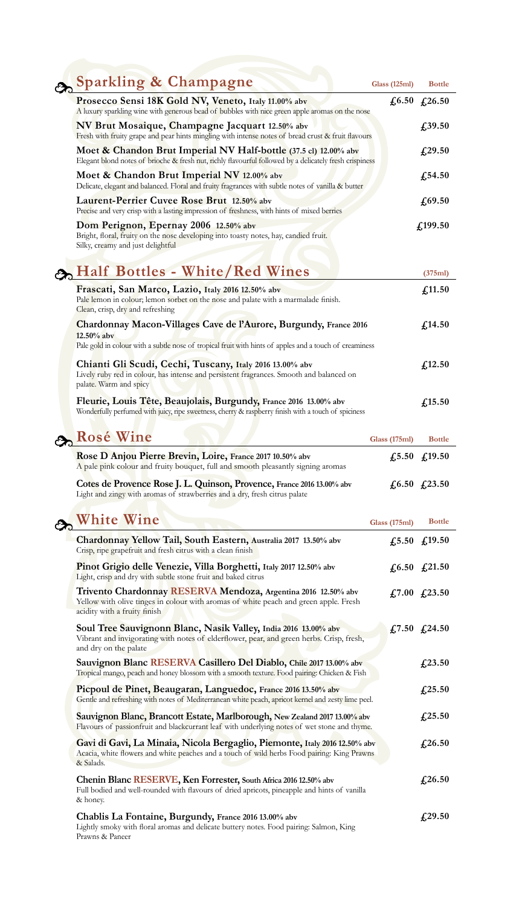## Sparkling & Champagne

| | Glass (125ml) | Bottle |
|---|---|---|
| **Prosecco Sensi 18K Gold NV, Veneto,** Italy 11.00% abv<br>A luxury sparkling wine with generous bead of bubbles with nice green apple aromas on the nose | £6.50 | £26.50 |
| **NV Brut Mosaique, Champagne Jacquart** 12.50% abv<br>Fresh with fruity grape and pear hints mingling with intense notes of bread crust & fruit flavours | | £39.50 |
| **Moet & Chandon Brut Imperial NV Half-bottle** (37.5 cl) 12.00% abv<br>Elegant blond notes of brioche & fresh nut, richly flavourful followed by a delicately fresh crispiness | | £29.50 |
| **Moet & Chandon Brut Imperial NV** 12.00% abv<br>Delicate, elegant and balanced. Floral and fruity fragrances with subtle notes of vanilla & butter | | £54.50 |
| **Laurent-Perrier Cuvee Rose Brut** 12.50% abv<br>Precise and very crisp with a lasting impression of freshness, with hints of mixed berries | | £69.50 |
| **Dom Perignon, Epernay 2006** 12.50% abv<br>Bright, floral, fruity on the nose developing into toasty notes, hay, candied fruit. Silky, creamy and just delightful | | £199.50 |

## Half Bottles - White/Red Wines

| | (375ml) |
|---|---|
| **Frascati, San Marco, Lazio,** Italy 2016 12.50% abv<br>Pale lemon in colour; lemon sorbet on the nose and palate with a marmalade finish. Clean, crisp, dry and refreshing | £11.50 |
| **Chardonnay Macon-Villages Cave de l'Aurore, Burgundy,** France 2016 12.50% abv<br>Pale gold in colour with a subtle nose of tropical fruit with hints of apples and a touch of creaminess | £14.50 |
| **Chianti Gli Scudi, Cechi, Tuscany,** Italy 2016 13.00% abv<br>Lively ruby red in colour, has intense and persistent fragrances. Smooth and balanced on palate. Warm and spicy | £12.50 |
| **Fleurie, Louis Tête, Beaujolais, Burgundy,** France 2016 13.00% abv<br>Wonderfully perfumed with juicy, ripe sweetness, cherry & raspberry finish with a touch of spiciness | £15.50 |

## Rosé Wine

| | Glass (175ml) | Bottle |
|---|---|---|
| **Rose D Anjou Pierre Brevin, Loire,** France 2017 10.50% abv<br>A pale pink colour and fruity bouquet, full and smooth pleasantly signing aromas | £5.50 | £19.50 |
| **Cotes de Provence Rose J. L. Quinson, Provence,** France 2016 13.00% abv<br>Light and zingy with aromas of strawberries and a dry, fresh citrus palate | £6.50 | £23.50 |

## White Wine

| | Glass (175ml) | Bottle |
|---|---|---|
| **Chardonnay Yellow Tail, South Eastern,** Australia 2017 13.50% abv<br>Crisp, ripe grapefruit and fresh citrus with a clean finish | £5.50 | £19.50 |
| **Pinot Grigio delle Venezie, Villa Borghetti,** Italy 2017 12.50% abv<br>Light, crisp and dry with subtle stone fruit and baked citrus | £6.50 | £21.50 |
| **Trivento Chardonnay RESERVA Mendoza,** Argentina 2016 12.50% abv<br>Yellow with olive tinges in colour with aromas of white peach and green apple. Fresh acidity with a fruity finish | £7.00 | £23.50 |
| **Soul Tree Sauvignonn Blanc, Nasik Valley,** India 2016 13.00% abv<br>Vibrant and invigorating with notes of elderflower, pear, and green herbs. Crisp, fresh, and dry on the palate | £7.50 | £24.50 |
| **Sauvignon Blanc RESERVA Casillero Del Diablo,** Chile 2017 13.00% abv<br>Tropical mango, peach and honey blossom with a smooth texture. Food pairing: Chicken & Fish | | £23.50 |
| **Picpoul de Pinet, Beaugaran, Languedoc,** France 2016 13.50% abv<br>Gentle and refreshing with notes of Mediterranean white peach, apricot kernel and zesty lime peel. | | £25.50 |
| **Sauvignon Blanc, Brancott Estate, Marlborough,** New Zealand 2017 13.00% abv<br>Flavours of passionfruit and blackcurrant leaf with underlying notes of wet stone and thyme. | | £25.50 |
| **Gavi di Gavi, La Minaia, Nicola Bergaglio, Piemonte,** Italy 2016 12.50% abv<br>Acacia, white flowers and white peaches and a touch of wild herbs Food pairing: King Prawns & Salads. | | £26.50 |
| **Chenin Blanc RESERVE, Ken Forrester,** South Africa 2016 12.50% abv<br>Full bodied and well-rounded with flavours of dried apricots, pineapple and hints of vanilla & honey. | | £26.50 |
| **Chablis La Fontaine, Burgundy,** France 2016 13.00% abv<br>Lightly smoky with floral aromas and delicate buttery notes. Food pairing: Salmon, King Prawns & Paneer | | £29.50 |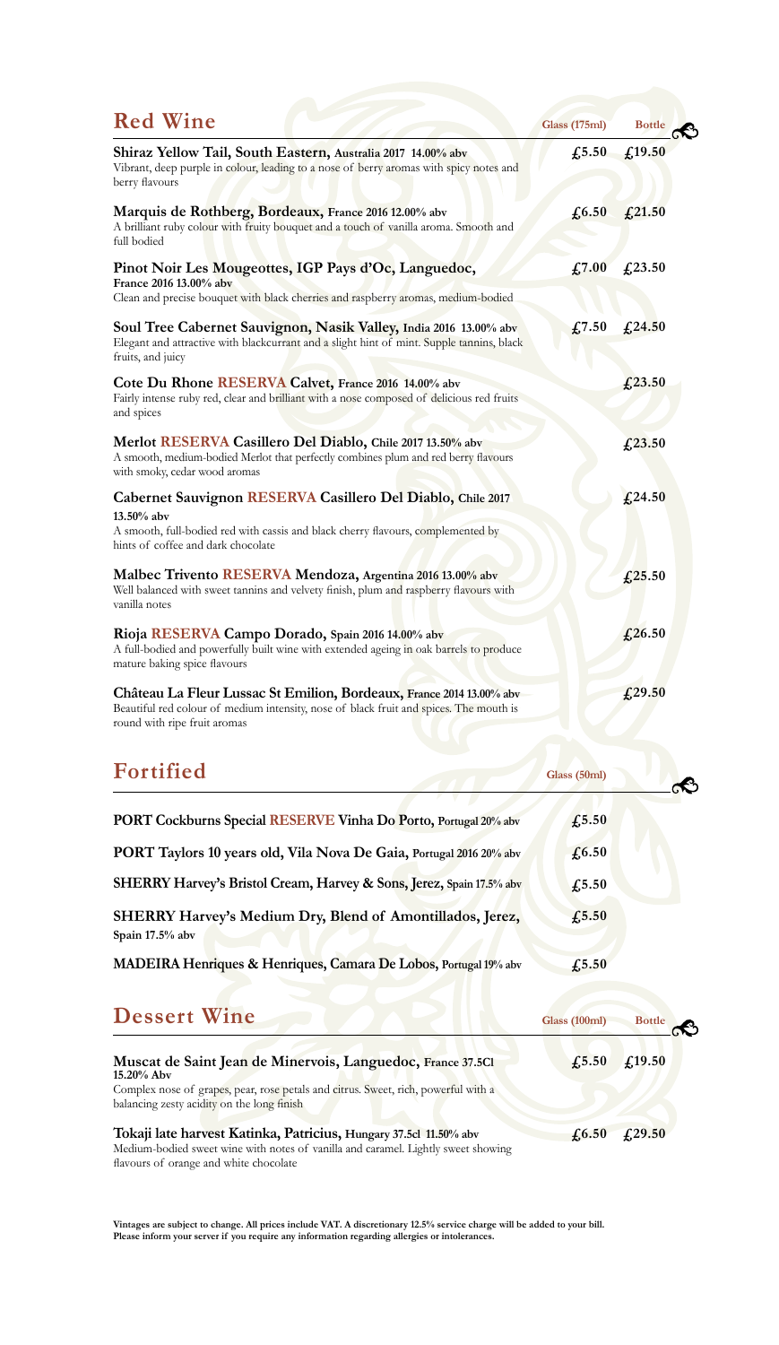## Red Wine

| | Glass (175ml) | Bottle |
|---|---|---|
| **Shiraz Yellow Tail, South Eastern, Australia 2017 14.00% abv**<br>Vibrant, deep purple in colour, leading to a nose of berry aromas with spicy notes and berry flavours | £5.50 | £19.50 |
| **Marquis de Rothberg, Bordeaux, France 2016 12.00% abv**<br>A brilliant ruby colour with fruity bouquet and a touch of vanilla aroma. Smooth and full bodied | £6.50 | £21.50 |
| **Pinot Noir Les Mougeottes, IGP Pays d'Oc, Languedoc, France 2016 13.00% abv**<br>Clean and precise bouquet with black cherries and raspberry aromas, medium-bodied | £7.00 | £23.50 |
| **Soul Tree Cabernet Sauvignon, Nasik Valley, India 2016 13.00% abv**<br>Elegant and attractive with blackcurrant and a slight hint of mint. Supple tannins, black fruits, and juicy | £7.50 | £24.50 |
| **Cote Du Rhone RESERVA Calvet, France 2016 14.00% abv**<br>Fairly intense ruby red, clear and brilliant with a nose composed of delicious red fruits and spices | | £23.50 |
| **Merlot RESERVA Casillero Del Diablo, Chile 2017 13.50% abv**<br>A smooth, medium-bodied Merlot that perfectly combines plum and red berry flavours with smoky, cedar wood aromas | | £23.50 |
| **Cabernet Sauvignon RESERVA Casillero Del Diablo, Chile 2017 13.50% abv**<br>A smooth, full-bodied red with cassis and black cherry flavours, complemented by hints of coffee and dark chocolate | | £24.50 |
| **Malbec Trivento RESERVA Mendoza, Argentina 2016 13.00% abv**<br>Well balanced with sweet tannins and velvety finish, plum and raspberry flavours with vanilla notes | | £25.50 |
| **Rioja RESERVA Campo Dorado, Spain 2016 14.00% abv**<br>A full-bodied and powerfully built wine with extended ageing in oak barrels to produce mature baking spice flavours | | £26.50 |
| **Château La Fleur Lussac St Emilion, Bordeaux, France 2014 13.00% abv**<br>Beautiful red colour of medium intensity, nose of black fruit and spices. The mouth is round with ripe fruit aromas | | £29.50 |

## Fortified

| | Glass (50ml) |
|---|---|
| **PORT Cockburns Special RESERVE Vinha Do Porto, Portugal 20% abv** | £5.50 |
| **PORT Taylors 10 years old, Vila Nova De Gaia, Portugal 2016 20% abv** | £6.50 |
| **SHERRY Harvey's Bristol Cream, Harvey & Sons, Jerez, Spain 17.5% abv** | £5.50 |
| **SHERRY Harvey's Medium Dry, Blend of Amontillados, Jerez, Spain 17.5% abv** | £5.50 |
| **MADEIRA Henriques & Henriques, Camara De Lobos, Portugal 19% abv** | £5.50 |

## Dessert Wine

| | Glass (100ml) | Bottle |
|---|---|---|
| **Muscat de Saint Jean de Minervois, Languedoc, France 37.5Cl 15.20% Abv**<br>Complex nose of grapes, pear, rose petals and citrus. Sweet, rich, powerful with a balancing zesty acidity on the long finish | £5.50 | £19.50 |
| **Tokaji late harvest Katinka, Patricius, Hungary 37.5cl 11.50% abv**<br>Medium-bodied sweet wine with notes of vanilla and caramel. Lightly sweet showing flavours of orange and white chocolate | £6.50 | £29.50 |

**Vintages are subject to change. All prices include VAT. A discretionary 12.5% service charge will be added to your bill. Please inform your server if you require any information regarding allergies or intolerances.**